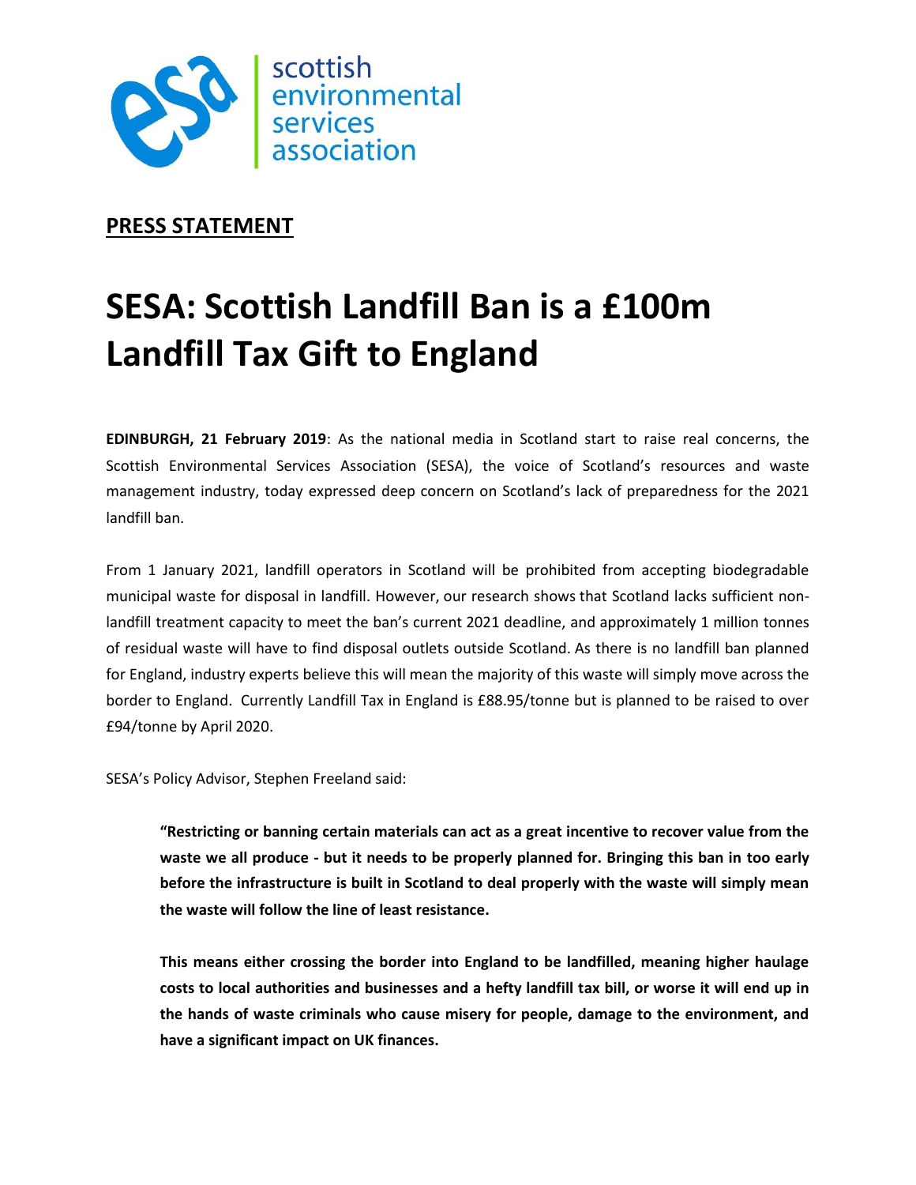scottish environmental services association

**PRESS STATEMENT**

# SESA: Scottish Landfill Ban is a £100m Landfill Tax Gift to England

**EDINBURGH, 21 February 2019**: As the national media in Scotland start to raise real concerns, the Scottish Environmental Services Association (SESA), the voice of Scotland's resources and waste management industry, today expressed deep concern on Scotland's lack of preparedness for the 2021 landfill ban.

From 1 January 2021, landfill operators in Scotland will be prohibited from accepting biodegradable municipal waste for disposal in landfill. However, our research shows that Scotland lacks sufficient non-landfill treatment capacity to meet the ban's current 2021 deadline, and approximately 1 million tonnes of residual waste will have to find disposal outlets outside Scotland. As there is no landfill ban planned for England, industry experts believe this will mean the majority of this waste will simply move across the border to England. Currently Landfill Tax in England is £88.95/tonne but is planned to be raised to over £94/tonne by April 2020.

SESA's Policy Advisor, Stephen Freeland said:

> **"Restricting or banning certain materials can act as a great incentive to recover value from the waste we all produce - but it needs to be properly planned for. Bringing this ban in too early before the infrastructure is built in Scotland to deal properly with the waste will simply mean the waste will follow the line of least resistance.**
>
> **This means either crossing the border into England to be landfilled, meaning higher haulage costs to local authorities and businesses and a hefty landfill tax bill, or worse it will end up in the hands of waste criminals who cause misery for people, damage to the environment, and have a significant impact on UK finances.**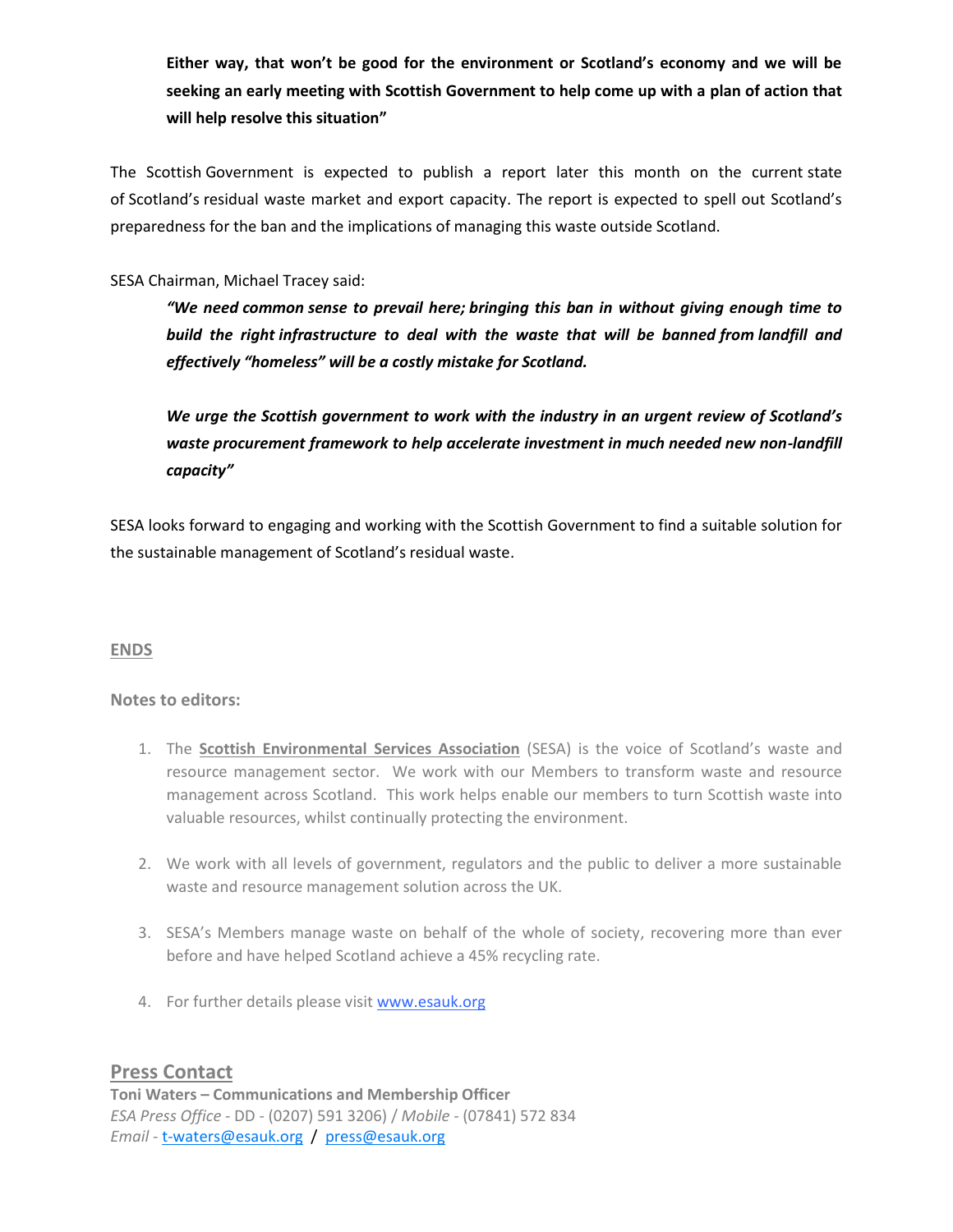**Either way, that won't be good for the environment or Scotland's economy and we will be seeking an early meeting with Scottish Government to help come up with a plan of action that will help resolve this situation"**

The Scottish Government is expected to publish a report later this month on the current state of Scotland's residual waste market and export capacity. The report is expected to spell out Scotland's preparedness for the ban and the implications of managing this waste outside Scotland.

SESA Chairman, Michael Tracey said:

***"We need common sense to prevail here; bringing this ban in without giving enough time to build the right infrastructure to deal with the waste that will be banned from landfill and effectively "homeless" will be a costly mistake for Scotland.***

***We urge the Scottish government to work with the industry in an urgent review of Scotland's waste procurement framework to help accelerate investment in much needed new non-landfill capacity"***

SESA looks forward to engaging and working with the Scottish Government to find a suitable solution for the sustainable management of Scotland's residual waste.

**ENDS**

**Notes to editors:**

1. The **Scottish Environmental Services Association** (SESA) is the voice of Scotland's waste and resource management sector. We work with our Members to transform waste and resource management across Scotland. This work helps enable our members to turn Scottish waste into valuable resources, whilst continually protecting the environment.

2. We work with all levels of government, regulators and the public to deliver a more sustainable waste and resource management solution across the UK.

3. SESA's Members manage waste on behalf of the whole of society, recovering more than ever before and have helped Scotland achieve a 45% recycling rate.

4. For further details please visit www.esauk.org

## Press Contact

**Toni Waters – Communications and Membership Officer**
*ESA Press Office* - DD - (0207) 591 3206) / *Mobile* - (07841) 572 834
*Email* - t-waters@esauk.org / press@esauk.org